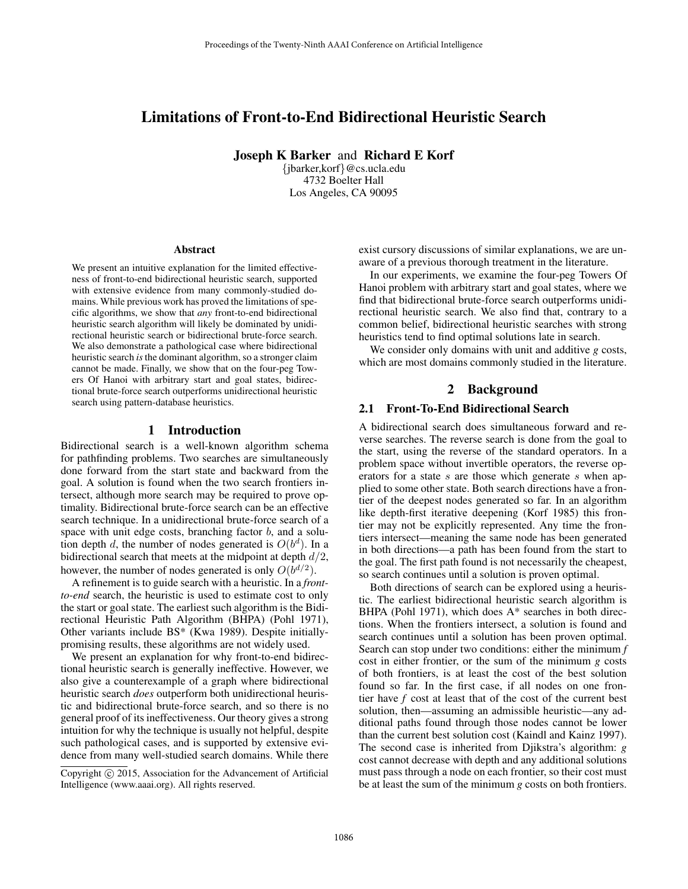# Limitations of Front-to-End Bidirectional Heuristic Search

**Joseph K Barker** and **Richard E Korf**

{jbarker,korf}@cs.ucla.edu
4732 Boelter Hall
Los Angeles, CA 90095

### Abstract

We present an intuitive explanation for the limited effectiveness of front-to-end bidirectional heuristic search, supported with extensive evidence from many commonly-studied domains. While previous work has proved the limitations of specific algorithms, we show that *any* front-to-end bidirectional heuristic search algorithm will likely be dominated by unidirectional heuristic search or bidirectional brute-force search. We also demonstrate a pathological case where bidirectional heuristic search *is* the dominant algorithm, so a stronger claim cannot be made. Finally, we show that on the four-peg Towers Of Hanoi with arbitrary start and goal states, bidirectional brute-force search outperforms unidirectional heuristic search using pattern-database heuristics.

## 1 Introduction

Bidirectional search is a well-known algorithm schema for pathfinding problems. Two searches are simultaneously done forward from the start state and backward from the goal. A solution is found when the two search frontiers intersect, although more search may be required to prove optimality. Bidirectional brute-force search can be an effective search technique. In a unidirectional brute-force search of a space with unit edge costs, branching factor $b$, and a solution depth $d$, the number of nodes generated is $O(b^d)$. In a bidirectional search that meets at the midpoint at depth $d/2$, however, the number of nodes generated is only $O(b^{d/2})$.

A refinement is to guide search with a heuristic. In a *front-to-end* search, the heuristic is used to estimate cost to only the start or goal state. The earliest such algorithm is the Bidirectional Heuristic Path Algorithm (BHPA) (Pohl 1971), Other variants include BS* (Kwa 1989). Despite initially-promising results, these algorithms are not widely used.

We present an explanation for why front-to-end bidirectional heuristic search is generally ineffective. However, we also give a counterexample of a graph where bidirectional heuristic search *does* outperform both unidirectional heuristic and bidirectional brute-force search, and so there is no general proof of its ineffectiveness. Our theory gives a strong intuition for why the technique is usually not helpful, despite such pathological cases, and is supported by extensive evidence from many well-studied search domains. While there exist cursory discussions of similar explanations, we are unaware of a previous thorough treatment in the literature.

In our experiments, we examine the four-peg Towers Of Hanoi problem with arbitrary start and goal states, where we find that bidirectional brute-force search outperforms unidirectional heuristic search. We also find that, contrary to a common belief, bidirectional heuristic searches with strong heuristics tend to find optimal solutions late in search.

We consider only domains with unit and additive *g* costs, which are most domains commonly studied in the literature.

## 2 Background

### 2.1 Front-To-End Bidirectional Search

A bidirectional search does simultaneous forward and reverse searches. The reverse search is done from the goal to the start, using the reverse of the standard operators. In a problem space without invertible operators, the reverse operators for a state $s$ are those which generate $s$ when applied to some other state. Both search directions have a frontier of the deepest nodes generated so far. In an algorithm like depth-first iterative deepening (Korf 1985) this frontier may not be explicitly represented. Any time the frontiers intersect—meaning the same node has been generated in both directions—a path has been found from the start to the goal. The first path found is not necessarily the cheapest, so search continues until a solution is proven optimal.

Both directions of search can be explored using a heuristic. The earliest bidirectional heuristic search algorithm is BHPA (Pohl 1971), which does A* searches in both directions. When the frontiers intersect, a solution is found and search continues until a solution has been proven optimal. Search can stop under two conditions: either the minimum *f* cost in either frontier, or the sum of the minimum *g* costs of both frontiers, is at least the cost of the best solution found so far. In the first case, if all nodes on one frontier have *f* cost at least that of the cost of the current best solution, then—assuming an admissible heuristic—any additional paths found through those nodes cannot be lower than the current best solution cost (Kaindl and Kainz 1997). The second case is inherited from Djikstra's algorithm: *g* cost cannot decrease with depth and any additional solutions must pass through a node on each frontier, so their cost must be at least the sum of the minimum *g* costs on both frontiers.

Copyright © 2015, Association for the Advancement of Artificial Intelligence (www.aaai.org). All rights reserved.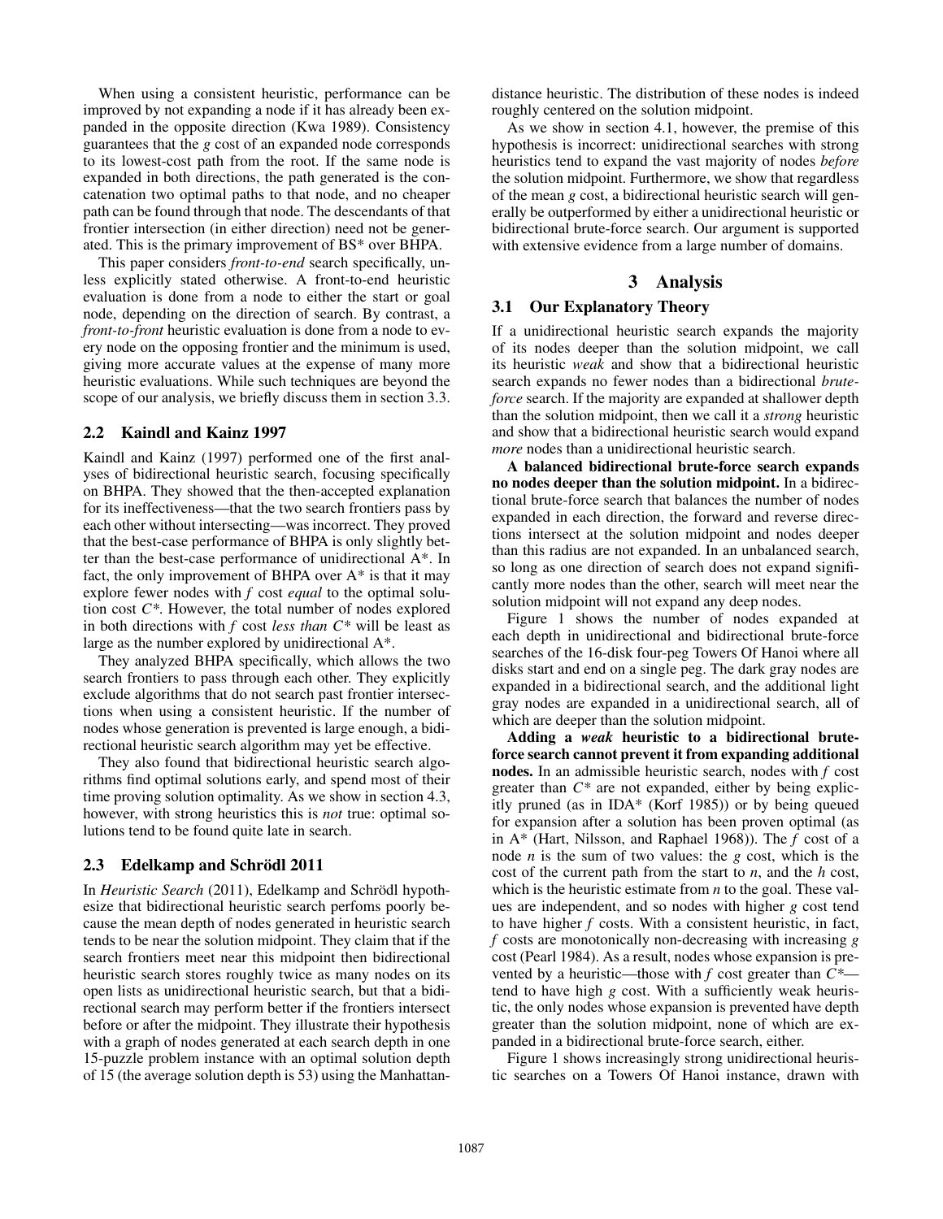When using a consistent heuristic, performance can be improved by not expanding a node if it has already been expanded in the opposite direction (Kwa 1989). Consistency guarantees that the *g* cost of an expanded node corresponds to its lowest-cost path from the root. If the same node is expanded in both directions, the path generated is the concatenation two optimal paths to that node, and no cheaper path can be found through that node. The descendants of that frontier intersection (in either direction) need not be generated. This is the primary improvement of BS* over BHPA.

This paper considers *front-to-end* search specifically, unless explicitly stated otherwise. A front-to-end heuristic evaluation is done from a node to either the start or goal node, depending on the direction of search. By contrast, a *front-to-front* heuristic evaluation is done from a node to every node on the opposing frontier and the minimum is used, giving more accurate values at the expense of many more heuristic evaluations. While such techniques are beyond the scope of our analysis, we briefly discuss them in section 3.3.

## 2.2 Kaindl and Kainz 1997

Kaindl and Kainz (1997) performed one of the first analyses of bidirectional heuristic search, focusing specifically on BHPA. They showed that the then-accepted explanation for its ineffectiveness—that the two search frontiers pass by each other without intersecting—was incorrect. They proved that the best-case performance of BHPA is only slightly better than the best-case performance of unidirectional A*. In fact, the only improvement of BHPA over A* is that it may explore fewer nodes with *f* cost *equal* to the optimal solution cost *C**. However, the total number of nodes explored in both directions with *f* cost *less than C** will be least as large as the number explored by unidirectional A*.

They analyzed BHPA specifically, which allows the two search frontiers to pass through each other. They explicitly exclude algorithms that do not search past frontier intersections when using a consistent heuristic. If the number of nodes whose generation is prevented is large enough, a bidirectional heuristic search algorithm may yet be effective.

They also found that bidirectional heuristic search algorithms find optimal solutions early, and spend most of their time proving solution optimality. As we show in section 4.3, however, with strong heuristics this is *not* true: optimal solutions tend to be found quite late in search.

## 2.3 Edelkamp and Schrödl 2011

In *Heuristic Search* (2011), Edelkamp and Schrödl hypothesize that bidirectional heuristic search perfoms poorly because the mean depth of nodes generated in heuristic search tends to be near the solution midpoint. They claim that if the search frontiers meet near this midpoint then bidirectional heuristic search stores roughly twice as many nodes on its open lists as unidirectional heuristic search, but that a bidirectional search may perform better if the frontiers intersect before or after the midpoint. They illustrate their hypothesis with a graph of nodes generated at each search depth in one 15-puzzle problem instance with an optimal solution depth of 15 (the average solution depth is 53) using the Manhattan-distance heuristic. The distribution of these nodes is indeed roughly centered on the solution midpoint.

As we show in section 4.1, however, the premise of this hypothesis is incorrect: unidirectional searches with strong heuristics tend to expand the vast majority of nodes *before* the solution midpoint. Furthermore, we show that regardless of the mean *g* cost, a bidirectional heuristic search will generally be outperformed by either a unidirectional heuristic or bidirectional brute-force search. Our argument is supported with extensive evidence from a large number of domains.

# 3 Analysis

## 3.1 Our Explanatory Theory

If a unidirectional heuristic search expands the majority of its nodes deeper than the solution midpoint, we call its heuristic *weak* and show that a bidirectional heuristic search expands no fewer nodes than a bidirectional *brute-force* search. If the majority are expanded at shallower depth than the solution midpoint, then we call it a *strong* heuristic and show that a bidirectional heuristic search would expand *more* nodes than a unidirectional heuristic search.

**A balanced bidirectional brute-force search expands no nodes deeper than the solution midpoint.** In a bidirectional brute-force search that balances the number of nodes expanded in each direction, the forward and reverse directions intersect at the solution midpoint and nodes deeper than this radius are not expanded. In an unbalanced search, so long as one direction of search does not expand significantly more nodes than the other, search will meet near the solution midpoint will not expand any deep nodes.

Figure 1 shows the number of nodes expanded at each depth in unidirectional and bidirectional brute-force searches of the 16-disk four-peg Towers Of Hanoi where all disks start and end on a single peg. The dark gray nodes are expanded in a bidirectional search, and the additional light gray nodes are expanded in a unidirectional search, all of which are deeper than the solution midpoint.

**Adding a *weak* heuristic to a bidirectional brute-force search cannot prevent it from expanding additional nodes.** In an admissible heuristic search, nodes with *f* cost greater than *C** are not expanded, either by being explicitly pruned (as in IDA* (Korf 1985)) or by being queued for expansion after a solution has been proven optimal (as in A* (Hart, Nilsson, and Raphael 1968)). The *f* cost of a node *n* is the sum of two values: the *g* cost, which is the cost of the current path from the start to *n*, and the *h* cost, which is the heuristic estimate from *n* to the goal. These values are independent, and so nodes with higher *g* cost tend to have higher *f* costs. With a consistent heuristic, in fact, *f* costs are monotonically non-decreasing with increasing *g* cost (Pearl 1984). As a result, nodes whose expansion is prevented by a heuristic—those with *f* cost greater than *C**—tend to have high *g* cost. With a sufficiently weak heuristic, the only nodes whose expansion is prevented have depth greater than the solution midpoint, none of which are expanded in a bidirectional brute-force search, either.

Figure 1 shows increasingly strong unidirectional heuristic searches on a Towers Of Hanoi instance, drawn with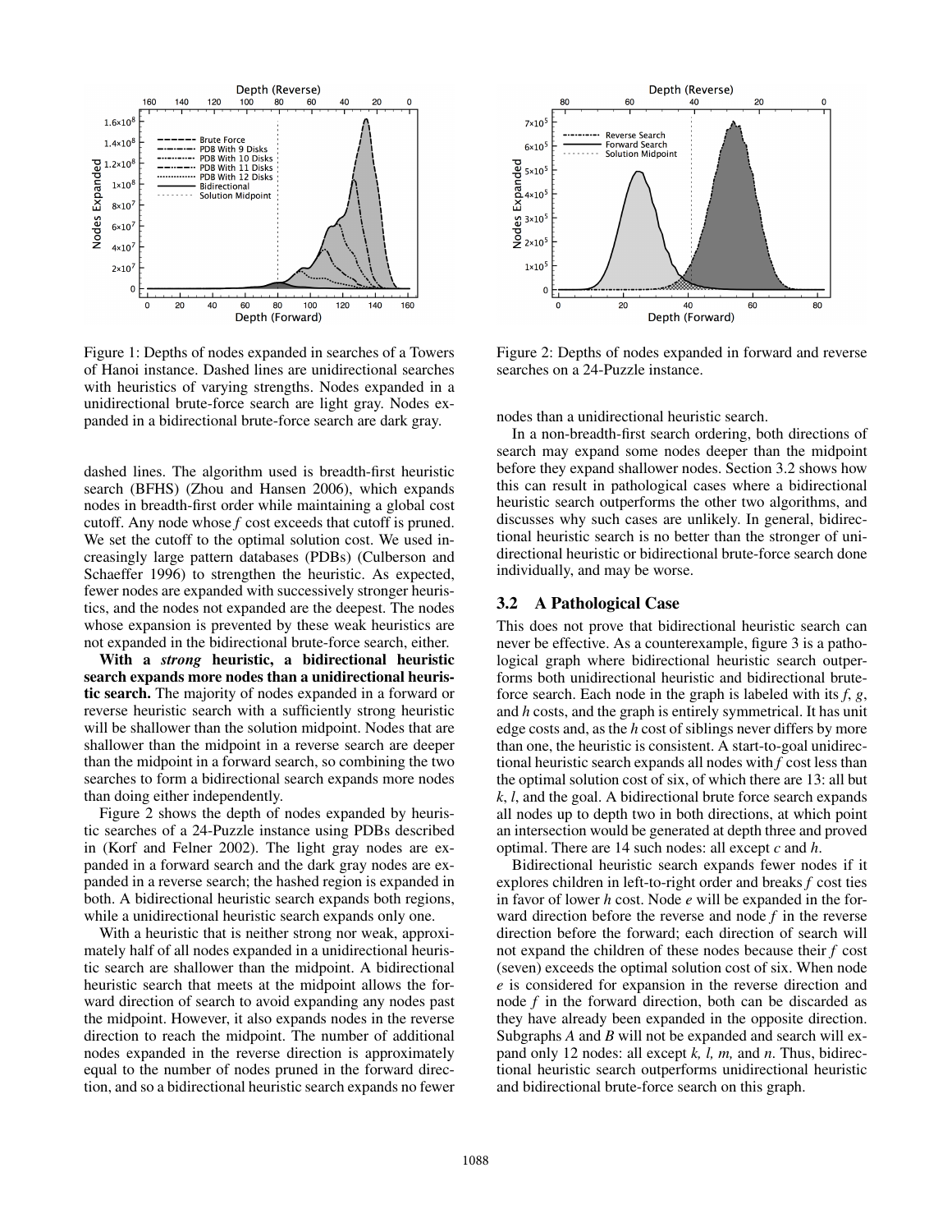Figure 1: Depths of nodes expanded in searches of a Towers of Hanoi instance. Dashed lines are unidirectional searches with heuristics of varying strengths. Nodes expanded in a unidirectional brute-force search are light gray. Nodes expanded in a bidirectional brute-force search are dark gray.

dashed lines. The algorithm used is breadth-first heuristic search (BFHS) (Zhou and Hansen 2006), which expands nodes in breadth-first order while maintaining a global cost cutoff. Any node whose *f* cost exceeds that cutoff is pruned. We set the cutoff to the optimal solution cost. We used increasingly large pattern databases (PDBs) (Culberson and Schaeffer 1996) to strengthen the heuristic. As expected, fewer nodes are expanded with successively stronger heuristics, and the nodes not expanded are the deepest. The nodes whose expansion is prevented by these weak heuristics are not expanded in the bidirectional brute-force search, either.

**With a *strong* heuristic, a bidirectional heuristic search expands more nodes than a unidirectional heuristic search.** The majority of nodes expanded in a forward or reverse heuristic search with a sufficiently strong heuristic will be shallower than the solution midpoint. Nodes that are shallower than the midpoint in a reverse search are deeper than the midpoint in a forward search, so combining the two searches to form a bidirectional search expands more nodes than doing either independently.

Figure 2 shows the depth of nodes expanded by heuristic searches of a 24-Puzzle instance using PDBs described in (Korf and Felner 2002). The light gray nodes are expanded in a forward search and the dark gray nodes are expanded in a reverse search; the hashed region is expanded in both. A bidirectional heuristic search expands both regions, while a unidirectional heuristic search expands only one.

With a heuristic that is neither strong nor weak, approximately half of all nodes expanded in a unidirectional heuristic search are shallower than the midpoint. A bidirectional heuristic search that meets at the midpoint allows the forward direction of search to avoid expanding any nodes past the midpoint. However, it also expands nodes in the reverse direction to reach the midpoint. The number of additional nodes expanded in the reverse direction is approximately equal to the number of nodes pruned in the forward direction, and so a bidirectional heuristic search expands no fewer nodes than a unidirectional heuristic search.

Figure 2: Depths of nodes expanded in forward and reverse searches on a 24-Puzzle instance.

In a non-breadth-first search ordering, both directions of search may expand some nodes deeper than the midpoint before they expand shallower nodes. Section 3.2 shows how this can result in pathological cases where a bidirectional heuristic search outperforms the other two algorithms, and discusses why such cases are unlikely. In general, bidirectional heuristic search is no better than the stronger of unidirectional heuristic or bidirectional brute-force search done individually, and may be worse.

### 3.2 A Pathological Case

This does not prove that bidirectional heuristic search can never be effective. As a counterexample, figure 3 is a pathological graph where bidirectional heuristic search outperforms both unidirectional heuristic and bidirectional brute-force search. Each node in the graph is labeled with its *f*, *g*, and *h* costs, and the graph is entirely symmetrical. It has unit edge costs and, as the *h* cost of siblings never differs by more than one, the heuristic is consistent. A start-to-goal unidirectional heuristic search expands all nodes with *f* cost less than the optimal solution cost of six, of which there are 13: all but *k*, *l*, and the goal. A bidirectional brute force search expands all nodes up to depth two in both directions, at which point an intersection would be generated at depth three and proved optimal. There are 14 such nodes: all except *c* and *h*.

Bidirectional heuristic search expands fewer nodes if it explores children in left-to-right order and breaks *f* cost ties in favor of lower *h* cost. Node *e* will be expanded in the forward direction before the reverse and node *f* in the reverse direction before the forward; each direction of search will not expand the children of these nodes because their *f* cost (seven) exceeds the optimal solution cost of six. When node *e* is considered for expansion in the reverse direction and node *f* in the forward direction, both can be discarded as they have already been expanded in the opposite direction. Subgraphs *A* and *B* will not be expanded and search will expand only 12 nodes: all except *k, l, m,* and *n*. Thus, bidirectional heuristic search outperforms unidirectional heuristic and bidirectional brute-force search on this graph.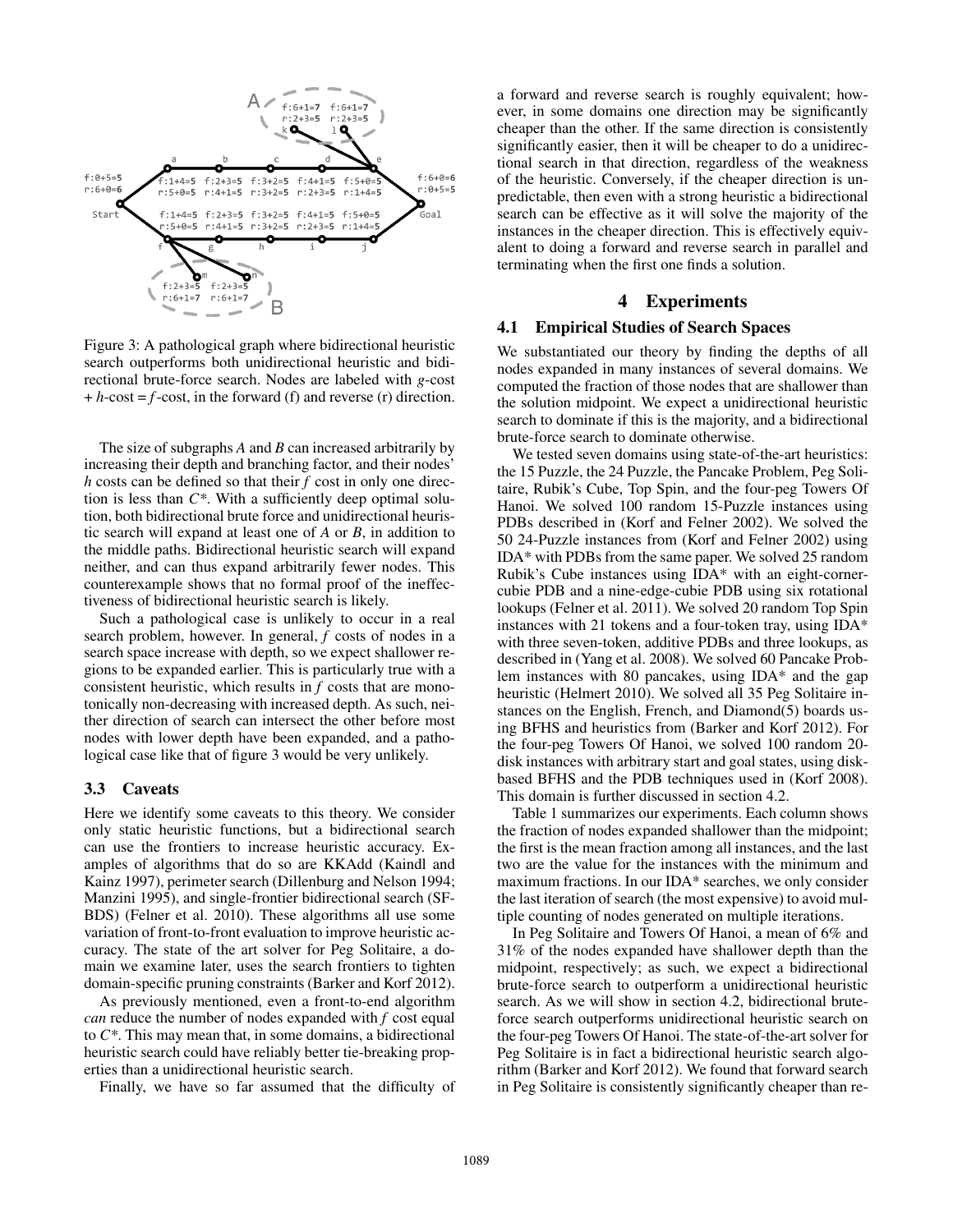Figure 3: A pathological graph where bidirectional heuristic search outperforms both unidirectional heuristic and bidirectional brute-force search. Nodes are labeled with *g*-cost + *h*-cost = *f*-cost, in the forward (f) and reverse (r) direction.

The size of subgraphs *A* and *B* can increased arbitrarily by increasing their depth and branching factor, and their nodes' *h* costs can be defined so that their *f* cost in only one direction is less than *C*\*. With a sufficiently deep optimal solution, both bidirectional brute force and unidirectional heuristic search will expand at least one of *A* or *B*, in addition to the middle paths. Bidirectional heuristic search will expand neither, and can thus expand arbitrarily fewer nodes. This counterexample shows that no formal proof of the ineffectiveness of bidirectional heuristic search is likely.

Such a pathological case is unlikely to occur in a real search problem, however. In general, *f* costs of nodes in a search space increase with depth, so we expect shallower regions to be expanded earlier. This is particularly true with a consistent heuristic, which results in *f* costs that are monotonically non-decreasing with increased depth. As such, neither direction of search can intersect the other before most nodes with lower depth have been expanded, and a pathological case like that of figure 3 would be very unlikely.

### 3.3 Caveats

Here we identify some caveats to this theory. We consider only static heuristic functions, but a bidirectional search can use the frontiers to increase heuristic accuracy. Examples of algorithms that do so are KKAdd (Kaindl and Kainz 1997), perimeter search (Dillenburg and Nelson 1994; Manzini 1995), and single-frontier bidirectional search (SF-BDS) (Felner et al. 2010). These algorithms all use some variation of front-to-front evaluation to improve heuristic accuracy. The state of the art solver for Peg Solitaire, a domain we examine later, uses the search frontiers to tighten domain-specific pruning constraints (Barker and Korf 2012).

As previously mentioned, even a front-to-end algorithm *can* reduce the number of nodes expanded with *f* cost equal to *C*\*. This may mean that, in some domains, a bidirectional heuristic search could have reliably better tie-breaking properties than a unidirectional heuristic search.

Finally, we have so far assumed that the difficulty of a forward and reverse search is roughly equivalent; however, in some domains one direction may be significantly cheaper than the other. If the same direction is consistently significantly easier, then it will be cheaper to do a unidirectional search in that direction, regardless of the weakness of the heuristic. Conversely, if the cheaper direction is unpredictable, then even with a strong heuristic a bidirectional search can be effective as it will solve the majority of the instances in the cheaper direction. This is effectively equivalent to doing a forward and reverse search in parallel and terminating when the first one finds a solution.

## 4 Experiments

### 4.1 Empirical Studies of Search Spaces

We substantiated our theory by finding the depths of all nodes expanded in many instances of several domains. We computed the fraction of those nodes that are shallower than the solution midpoint. We expect a unidirectional heuristic search to dominate if this is the majority, and a bidirectional brute-force search to dominate otherwise.

We tested seven domains using state-of-the-art heuristics: the 15 Puzzle, the 24 Puzzle, the Pancake Problem, Peg Solitaire, Rubik's Cube, Top Spin, and the four-peg Towers Of Hanoi. We solved 100 random 15-Puzzle instances using PDBs described in (Korf and Felner 2002). We solved the 50 24-Puzzle instances from (Korf and Felner 2002) using IDA\* with PDBs from the same paper. We solved 25 random Rubik's Cube instances using IDA\* with an eight-corner-cubie PDB and a nine-edge-cubie PDB using six rotational lookups (Felner et al. 2011). We solved 20 random Top Spin instances with 21 tokens and a four-token tray, using IDA\* with three seven-token, additive PDBs and three lookups, as described in (Yang et al. 2008). We solved 60 Pancake Problem instances with 80 pancakes, using IDA\* and the gap heuristic (Helmert 2010). We solved all 35 Peg Solitaire instances on the English, French, and Diamond(5) boards using BFHS and heuristics from (Barker and Korf 2012). For the four-peg Towers of Hanoi, we solved 100 random 20-disk instances with arbitrary start and goal states, using disk-based BFHS and the PDB techniques used in (Korf 2008). This domain is further discussed in section 4.2.

Table 1 summarizes our experiments. Each column shows the fraction of nodes expanded shallower than the midpoint; the first is the mean fraction among all instances, and the last two are the value for the instances with the minimum and maximum fractions. In our IDA\* searches, we only consider the last iteration of search (the most expensive) to avoid multiple counting of nodes generated on multiple iterations.

In Peg Solitaire and Towers Of Hanoi, a mean of 6% and 31% of the nodes expanded have shallower depth than the midpoint, respectively; as such, we expect a bidirectional brute-force search to outperform a unidirectional heuristic search. As we will show in section 4.2, bidirectional brute-force search outperforms unidirectional heuristic search on the four-peg Towers Of Hanoi. The state-of-the-art solver for Peg Solitaire is in fact a bidirectional heuristic search algorithm (Barker and Korf 2012). We found that forward search in Peg Solitaire is consistently significantly cheaper than re-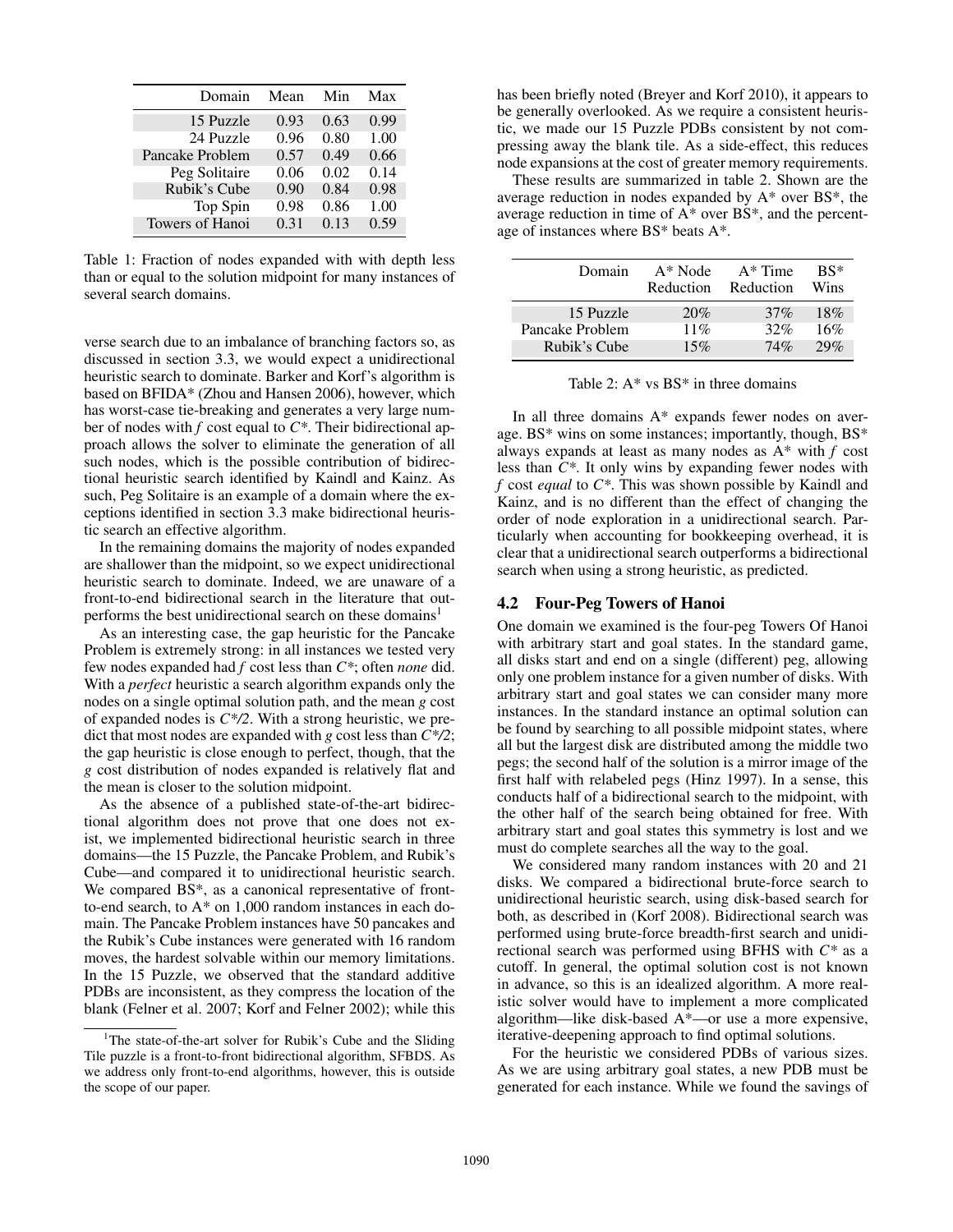| Domain | Mean | Min | Max |
|---|---|---|---|
| 15 Puzzle | 0.93 | 0.63 | 0.99 |
| 24 Puzzle | 0.96 | 0.80 | 1.00 |
| Pancake Problem | 0.57 | 0.49 | 0.66 |
| Peg Solitaire | 0.06 | 0.02 | 0.14 |
| Rubik's Cube | 0.90 | 0.84 | 0.98 |
| Top Spin | 0.98 | 0.86 | 1.00 |
| Towers of Hanoi | 0.31 | 0.13 | 0.59 |

Table 1: Fraction of nodes expanded with with depth less than or equal to the solution midpoint for many instances of several search domains.

verse search due to an imbalance of branching factors so, as discussed in section 3.3, we would expect a unidirectional heuristic search to dominate. Barker and Korf's algorithm is based on BFIDA* (Zhou and Hansen 2006), however, which has worst-case tie-breaking and generates a very large number of nodes with $f$ cost equal to $C^*$. Their bidirectional approach allows the solver to eliminate the generation of all such nodes, which is the possible contribution of bidirectional heuristic search identified by Kaindl and Kainz. As such, Peg Solitaire is an example of a domain where the exceptions identified in section 3.3 make bidirectional heuristic search an effective algorithm.

In the remaining domains the majority of nodes expanded are shallower than the midpoint, so we expect unidirectional heuristic search to dominate. Indeed, we are unaware of a front-to-end bidirectional search in the literature that outperforms the best unidirectional search on these domains[1]

As an interesting case, the gap heuristic for the Pancake Problem is extremely strong: in all instances we tested very few nodes expanded had $f$ cost less than $C^*$; often *none* did. With a *perfect* heuristic a search algorithm expands only the nodes on a single optimal solution path, and the mean $g$ cost of expanded nodes is $C^*/2$. With a strong heuristic, we predict that most nodes are expanded with $g$ cost less than $C^*/2$; the gap heuristic is close enough to perfect, though, that the $g$ cost distribution of nodes expanded is relatively flat and the mean is closer to the solution midpoint.

As the absence of a published state-of-the-art bidirectional algorithm does not prove that one does not exist, we implemented bidirectional heuristic search in three domains—the 15 Puzzle, the Pancake Problem, and Rubik's Cube—and compared it to unidirectional heuristic search. We compared BS*, as a canonical representative of front-to-end search, to A* on 1,000 random instances in each domain. The Pancake Problem instances have 50 pancakes and the Rubik's Cube instances were generated with 16 random moves, the hardest solvable within our memory limitations. In the 15 Puzzle, we observed that the standard additive PDBs are inconsistent, as they compress the location of the blank (Felner et al. 2007; Korf and Felner 2002); while this has been briefly noted (Breyer and Korf 2010), it appears to be generally overlooked. As we require a consistent heuristic, we made our 15 Puzzle PDBs consistent by not compressing away the blank tile. As a side-effect, this reduces node expansions at the cost of greater memory requirements.

[1] The state-of-the-art solver for Rubik's Cube and the Sliding Tile puzzle is a front-to-front bidirectional algorithm, SFBDS. As we address only front-to-end algorithms, however, this is outside the scope of our paper.

These results are summarized in table 2. Shown are the average reduction in nodes expanded by A* over BS*, the average reduction in time of A* over BS*, and the percentage of instances where BS* beats A*.

| Domain | A* Node Reduction | A* Time Reduction | BS* Wins |
|---|---|---|---|
| 15 Puzzle | 20% | 37% | 18% |
| Pancake Problem | 11% | 32% | 16% |
| Rubik's Cube | 15% | 74% | 29% |

Table 2: A* vs BS* in three domains

In all three domains A* expands fewer nodes on average. BS* wins on some instances; importantly, though, BS* always expands at least as many nodes as A* with $f$ cost less than $C^*$. It only wins by expanding fewer nodes with $f$ cost *equal* to $C^*$. This was shown possible by Kaindl and Kainz, and is no different than the effect of changing the order of node exploration in a unidirectional search. Particularly when accounting for bookkeeping overhead, it is clear that a unidirectional search outperforms a bidirectional search when using a strong heuristic, as predicted.

### 4.2 Four-Peg Towers of Hanoi

One domain we examined is the four-peg Towers Of Hanoi with arbitrary start and goal states. In the standard game, all disks start and end on a single (different) peg, allowing only one problem instance for a given number of disks. With arbitrary start and goal states we can consider many more instances. In the standard instance an optimal solution can be found by searching to all possible midpoint states, where all but the largest disk are distributed among the middle two pegs; the second half of the solution is a mirror image of the first half with relabeled pegs (Hinz 1997). In a sense, this conducts half of a bidirectional search to the midpoint, with the other half of the search being obtained for free. With arbitrary start and goal states this symmetry is lost and we must do complete searches all the way to the goal.

We considered many random instances with 20 and 21 disks. We compared a bidirectional brute-force search to unidirectional heuristic search, using disk-based search for both, as described in (Korf 2008). Bidirectional search was performed using brute-force breadth-first search and unidirectional search was performed using BFHS with $C^*$ as a cutoff. In general, the optimal solution cost is not known in advance, so this is an idealized algorithm. A more realistic solver would have to implement a more complicated algorithm—like disk-based A*—or use a more expensive, iterative-deepening approach to find optimal solutions.

For the heuristic we considered PDBs of various sizes. As we are using arbitrary goal states, a new PDB must be generated for each instance. While we found the savings of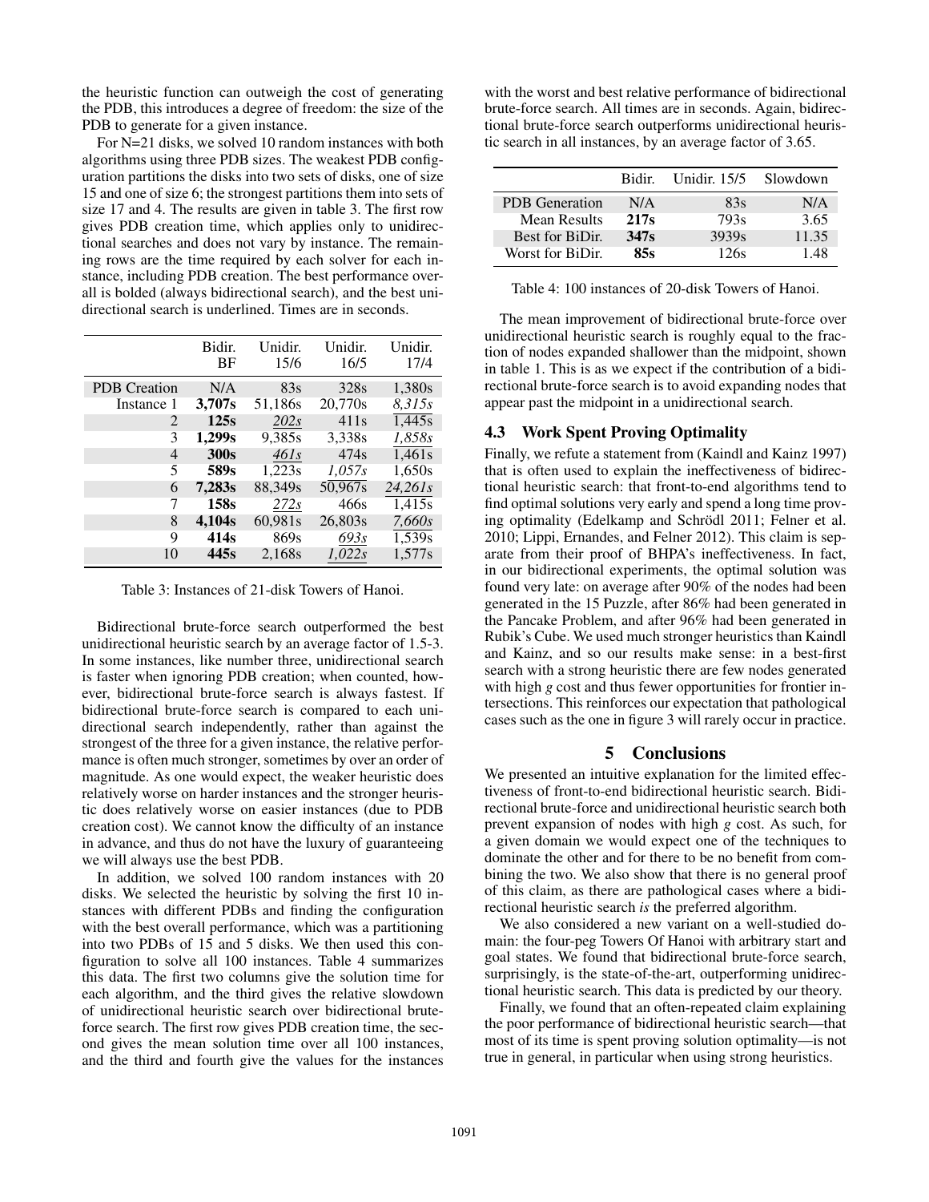the heuristic function can outweigh the cost of generating the PDB, this introduces a degree of freedom: the size of the PDB to generate for a given instance.

For N=21 disks, we solved 10 random instances with both algorithms using three PDB sizes. The weakest PDB configuration partitions the disks into two sets of disks, one of size 15 and one of size 6; the strongest partitions them into sets of size 17 and 4. The results are given in table 3. The first row gives PDB creation time, which applies only to unidirectional searches and does not vary by instance. The remaining rows are the time required by each solver for each instance, including PDB creation. The best performance overall is bolded (always bidirectional search), and the best unidirectional search is underlined. Times are in seconds.

| | Bidir. BF | Unidir. 15/6 | Unidir. 16/5 | Unidir. 17/4 |
|---|---|---|---|---|
| PDB Creation | N/A | 83s | 328s | 1,380s |
| Instance 1 | **3,707s** | 51,186s | 20,770s | *8,315s* |
| 2 | **125s** | *202s* | 411s | 1,445s |
| 3 | **1,299s** | 9,385s | 3,338s | *1,858s* |
| 4 | **300s** | *461s* | 474s | 1,461s |
| 5 | **589s** | 1,223s | *1,057s* | 1,650s |
| 6 | **7,283s** | 88,349s | 50,967s | *24,261s* |
| 7 | **158s** | *272s* | 466s | 1,415s |
| 8 | **4,104s** | 60,981s | 26,803s | *7,660s* |
| 9 | **414s** | 869s | *693s* | 1,539s |
| 10 | **445s** | 2,168s | *1,022s* | 1,577s |

Table 3: Instances of 21-disk Towers of Hanoi.

Bidirectional brute-force search outperformed the best unidirectional heuristic search by an average factor of 1.5-3. In some instances, like number three, unidirectional search is faster when ignoring PDB creation; when counted, however, bidirectional brute-force search is always fastest. If bidirectional brute-force search is compared to each unidirectional search independently, rather than against the strongest of the three for a given instance, the relative performance is often much stronger, sometimes by over an order of magnitude. As one would expect, the weaker heuristic does relatively worse on harder instances and the stronger heuristic does relatively worse on easier instances (due to PDB creation cost). We cannot know the difficulty of an instance in advance, and thus do not have the luxury of guaranteeing we will always use the best PDB.

In addition, we solved 100 random instances with 20 disks. We selected the heuristic by solving the first 10 instances with different PDBs and finding the configuration with the best overall performance, which was a partitioning into two PDBs of 15 and 5 disks. We then used this configuration to solve all 100 instances. Table 4 summarizes this data. The first two columns give the solution time for each algorithm, and the third gives the relative slowdown of unidirectional heuristic search over bidirectional brute-force search. The first row gives PDB creation time, the second gives the mean solution time over all 100 instances, and the third and fourth give the values for the instances with the worst and best relative performance of bidirectional brute-force search. All times are in seconds. Again, bidirectional brute-force search outperforms unidirectional heuristic search in all instances, by an average factor of 3.65.

| | Bidir. | Unidir. 15/5 | Slowdown |
|---|---|---|---|
| PDB Generation | N/A | 83s | N/A |
| Mean Results | **217s** | 793s | 3.65 |
| Best for BiDir. | **347s** | 3939s | 11.35 |
| Worst for BiDir. | **85s** | 126s | 1.48 |

Table 4: 100 instances of 20-disk Towers of Hanoi.

The mean improvement of bidirectional brute-force over unidirectional heuristic search is roughly equal to the fraction of nodes expanded shallower than the midpoint, shown in table 1. This is as we expect if the contribution of a bidirectional brute-force search is to avoid expanding nodes that appear past the midpoint in a unidirectional search.

### 4.3 Work Spent Proving Optimality

Finally, we refute a statement from (Kaindl and Kainz 1997) that is often used to explain the ineffectiveness of bidirectional heuristic search: that front-to-end algorithms tend to find optimal solutions very early and spend a long time proving optimality (Edelkamp and Schrödl 2011; Felner et al. 2010; Lippi, Ernandes, and Felner 2012). This claim is separate from their proof of BHPA's ineffectiveness. In fact, in our bidirectional experiments, the optimal solution was found very late: on average after 90% of the nodes had been generated in the 15 Puzzle, after 86% had been generated in the Pancake Problem, and after 96% had been generated in Rubik's Cube. We used much stronger heuristics than Kaindl and Kainz, and so our results make sense: in a best-first search with a strong heuristic there are few nodes generated with high *g* cost and thus fewer opportunities for frontier intersections. This reinforces our expectation that pathological cases such as the one in figure 3 will rarely occur in practice.

## 5 Conclusions

We presented an intuitive explanation for the limited effectiveness of front-to-end bidirectional heuristic search. Bidirectional brute-force and unidirectional heuristic search both prevent expansion of nodes with high *g* cost. As such, for a given domain we would expect one of the techniques to dominate the other and for there to be no benefit from combining the two. We also show that there is no general proof of this claim, as there are pathological cases where a bidirectional heuristic search *is* the preferred algorithm.

We also considered a new variant on a well-studied domain: the four-peg Towers Of Hanoi with arbitrary start and goal states. We found that bidirectional brute-force search, surprisingly, is the state-of-the-art, outperforming unidirectional heuristic search. This data is predicted by our theory.

Finally, we found that an often-repeated claim explaining the poor performance of bidirectional heuristic search—that most of its time is spent proving solution optimality—is not true in general, in particular when using strong heuristics.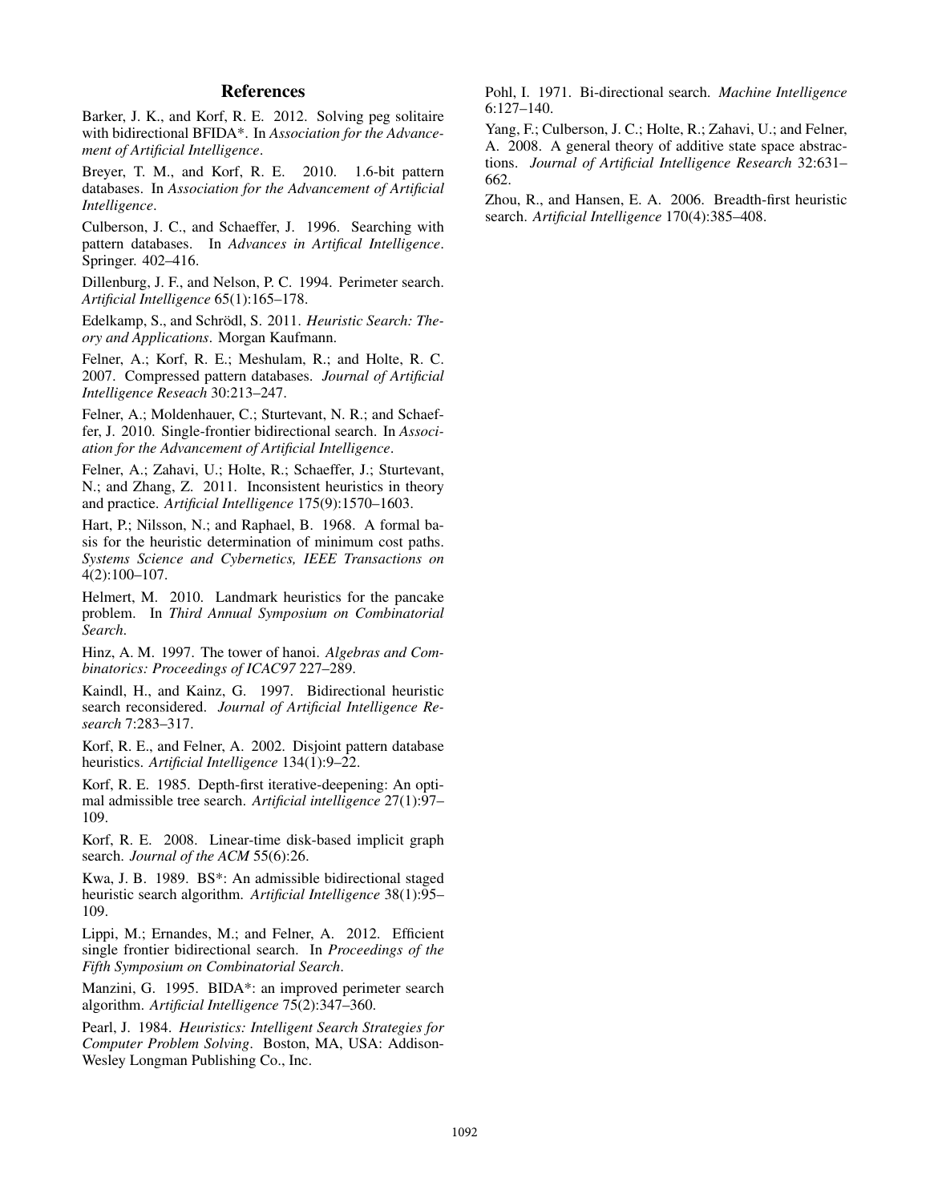## References

Barker, J. K., and Korf, R. E. 2012. Solving peg solitaire with bidirectional BFIDA*. In *Association for the Advancement of Artificial Intelligence*.

Breyer, T. M., and Korf, R. E. 2010. 1.6-bit pattern databases. In *Association for the Advancement of Artificial Intelligence*.

Culberson, J. C., and Schaeffer, J. 1996. Searching with pattern databases. In *Advances in Artifical Intelligence*. Springer. 402–416.

Dillenburg, J. F., and Nelson, P. C. 1994. Perimeter search. *Artificial Intelligence* 65(1):165–178.

Edelkamp, S., and Schrödl, S. 2011. *Heuristic Search: Theory and Applications*. Morgan Kaufmann.

Felner, A.; Korf, R. E.; Meshulam, R.; and Holte, R. C. 2007. Compressed pattern databases. *Journal of Artificial Intelligence Reseach* 30:213–247.

Felner, A.; Moldenhauer, C.; Sturtevant, N. R.; and Schaeffer, J. 2010. Single-frontier bidirectional search. In *Association for the Advancement of Artificial Intelligence*.

Felner, A.; Zahavi, U.; Holte, R.; Schaeffer, J.; Sturtevant, N.; and Zhang, Z. 2011. Inconsistent heuristics in theory and practice. *Artificial Intelligence* 175(9):1570–1603.

Hart, P.; Nilsson, N.; and Raphael, B. 1968. A formal basis for the heuristic determination of minimum cost paths. *Systems Science and Cybernetics, IEEE Transactions on* 4(2):100–107.

Helmert, M. 2010. Landmark heuristics for the pancake problem. In *Third Annual Symposium on Combinatorial Search*.

Hinz, A. M. 1997. The tower of hanoi. *Algebras and Combinatorics: Proceedings of ICAC97* 227–289.

Kaindl, H., and Kainz, G. 1997. Bidirectional heuristic search reconsidered. *Journal of Artificial Intelligence Research* 7:283–317.

Korf, R. E., and Felner, A. 2002. Disjoint pattern database heuristics. *Artificial Intelligence* 134(1):9–22.

Korf, R. E. 1985. Depth-first iterative-deepening: An optimal admissible tree search. *Artificial intelligence* 27(1):97–109.

Korf, R. E. 2008. Linear-time disk-based implicit graph search. *Journal of the ACM* 55(6):26.

Kwa, J. B. 1989. BS*: An admissible bidirectional staged heuristic search algorithm. *Artificial Intelligence* 38(1):95–109.

Lippi, M.; Ernandes, M.; and Felner, A. 2012. Efficient single frontier bidirectional search. In *Proceedings of the Fifth Symposium on Combinatorial Search*.

Manzini, G. 1995. BIDA*: an improved perimeter search algorithm. *Artificial Intelligence* 75(2):347–360.

Pearl, J. 1984. *Heuristics: Intelligent Search Strategies for Computer Problem Solving*. Boston, MA, USA: Addison-Wesley Longman Publishing Co., Inc.

Pohl, I. 1971. Bi-directional search. *Machine Intelligence* 6:127–140.

Yang, F.; Culberson, J. C.; Holte, R.; Zahavi, U.; and Felner, A. 2008. A general theory of additive state space abstractions. *Journal of Artificial Intelligence Research* 32:631–662.

Zhou, R., and Hansen, E. A. 2006. Breadth-first heuristic search. *Artificial Intelligence* 170(4):385–408.